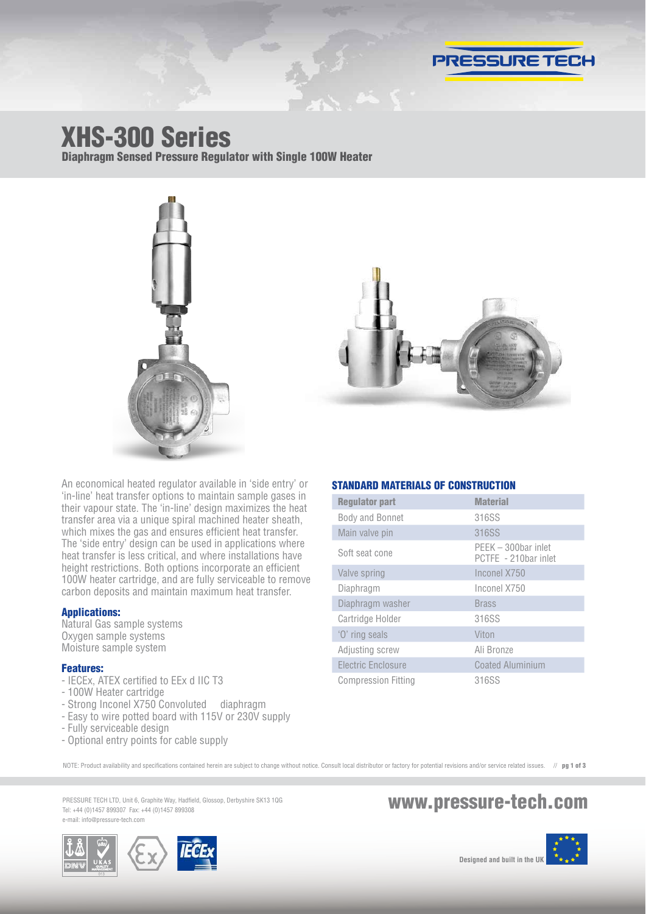# XHS-300 Series

## Diaphragm Sensed Pressure Regulator with Single 100W Heater

An economical heated regulator available in 'side entry' or 'in-line' heat transfer options to maintain sample gases in their vapour state. The 'in-line' design maximizes the heat transfer area via a unique spiral machined heater sheath, which mixes the gas and ensures efficient heat transfer. The 'side entry' design can be used in applications where heat transfer is less critical, and where installations have height restrictions. Both options incorporate an efficient 100W heater cartridge, and are fully serviceable to remove carbon deposits and maintain maximum heat transfer.

### Applications:

Natural Gas sample systems
Oxygen sample systems
Moisture sample system

### Features:

- IECEx, ATEX certified to EEx d IIC T3
- 100W Heater cartridge
- Strong Inconel X750 Convoluted diaphragm
- Easy to wire potted board with 115V or 230V supply
- Fully serviceable design
- Optional entry points for cable supply

### STANDARD MATERIALS OF CONSTRUCTION

| Regulator part | Material |
|---|---|
| Body and Bonnet | 316SS |
| Main valve pin | 316SS |
| Soft seat cone | PEEK – 300bar inlet<br>PCTFE - 210bar inlet |
| Valve spring | Inconel X750 |
| Diaphragm | Inconel X750 |
| Diaphragm washer | Brass |
| Cartridge Holder | 316SS |
| 'O' ring seals | Viton |
| Adjusting screw | Ali Bronze |
| Electric Enclosure | Coated Aluminium |
| Compression Fitting | 316SS |

NOTE: Product availability and specifications contained herein are subject to change without notice. Consult local distributor or factory for potential revisions and/or service related issues.

PRESSURE TECH LTD, Unit 6, Graphite Way, Hadfield, Glossop, Derbyshire SK13 1QG
Tel: +44 (0)1457 899307 Fax: +44 (0)1457 899308
e-mail: info@pressure-tech.com

www.pressure-tech.com

Designed and built in the UK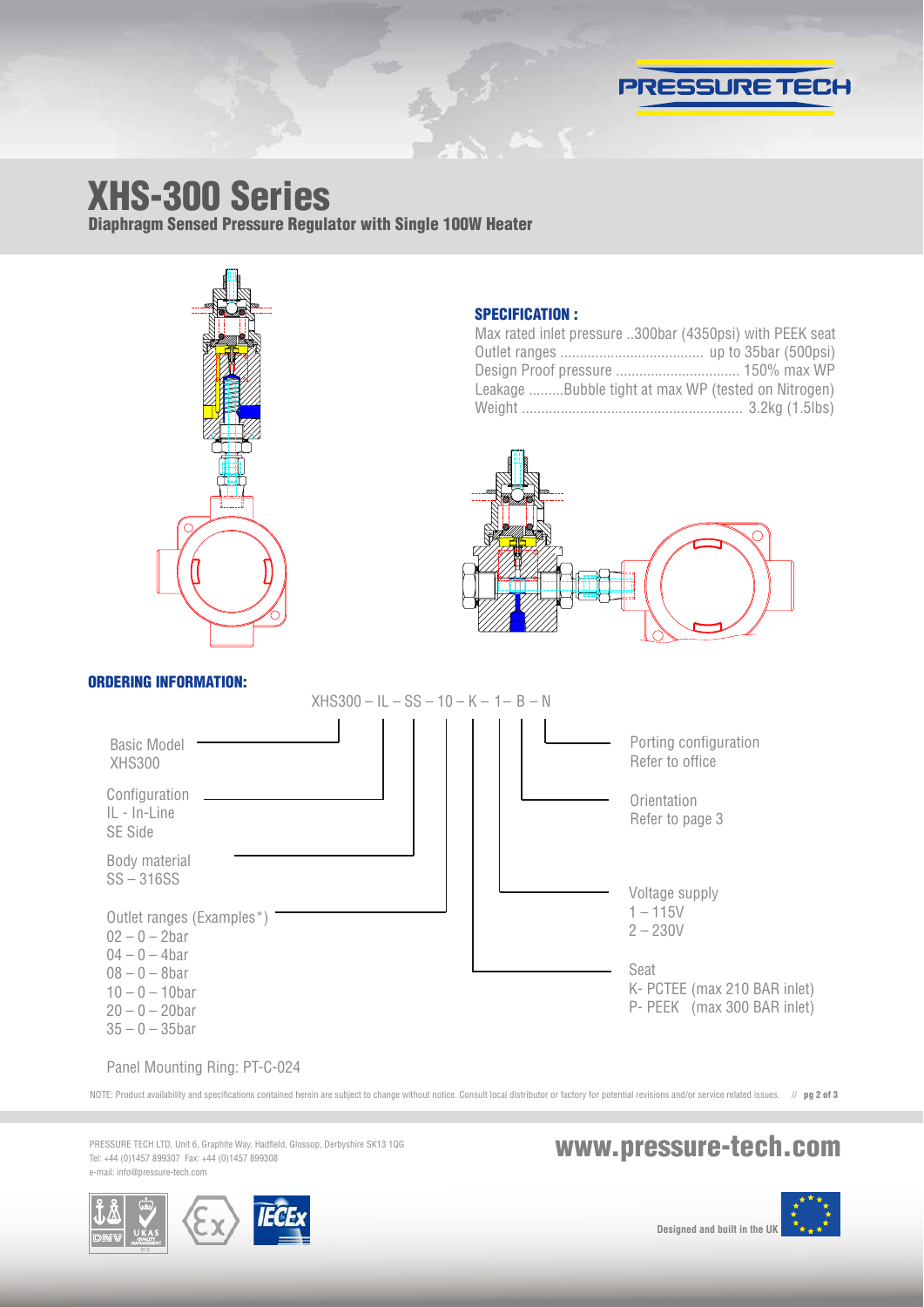# XHS-300 Series

## Diaphragm Sensed Pressure Regulator with Single 100W Heater

### SPECIFICATION :

Max rated inlet pressure ..300bar (4350psi) with PEEK seat
Outlet ranges ..................................... up to 35bar (500psi)
Design Proof pressure ................................ 150% max WP
Leakage .........Bubble tight at max WP (tested on Nitrogen)
Weight ......................................................... 3.2kg (1.5lbs)

### ORDERING INFORMATION:

XHS300 – IL – SS – 10 – K – 1– B – N

Basic Model
XHS300

Configuration
IL - In-Line
SE Side

Body material
SS – 316SS

Outlet ranges (Examples*)
02 – 0 – 2bar
04 – 0 – 4bar
08 – 0 – 8bar
10 – 0 – 10bar
20 – 0 – 20bar
35 – 0 – 35bar

Seat
K- PCTEE (max 210 BAR inlet)
P- PEEK (max 300 BAR inlet)

Voltage supply
1 – 115V
2 – 230V

Orientation
Refer to page 3

Porting configuration
Refer to office

Panel Mounting Ring: PT-C-024

NOTE: Product availability and specifications contained herein are subject to change without notice. Consult local distributor or factory for potential revisions and/or service related issues.

PRESSURE TECH LTD, Unit 6, Graphite Way, Hadfield, Glossop, Derbyshire SK13 1QG
Tel: +44 (0)1457 899307 Fax: +44 (0)1457 899308
e-mail: info@pressure-tech.com

www.pressure-tech.com

Designed and built in the UK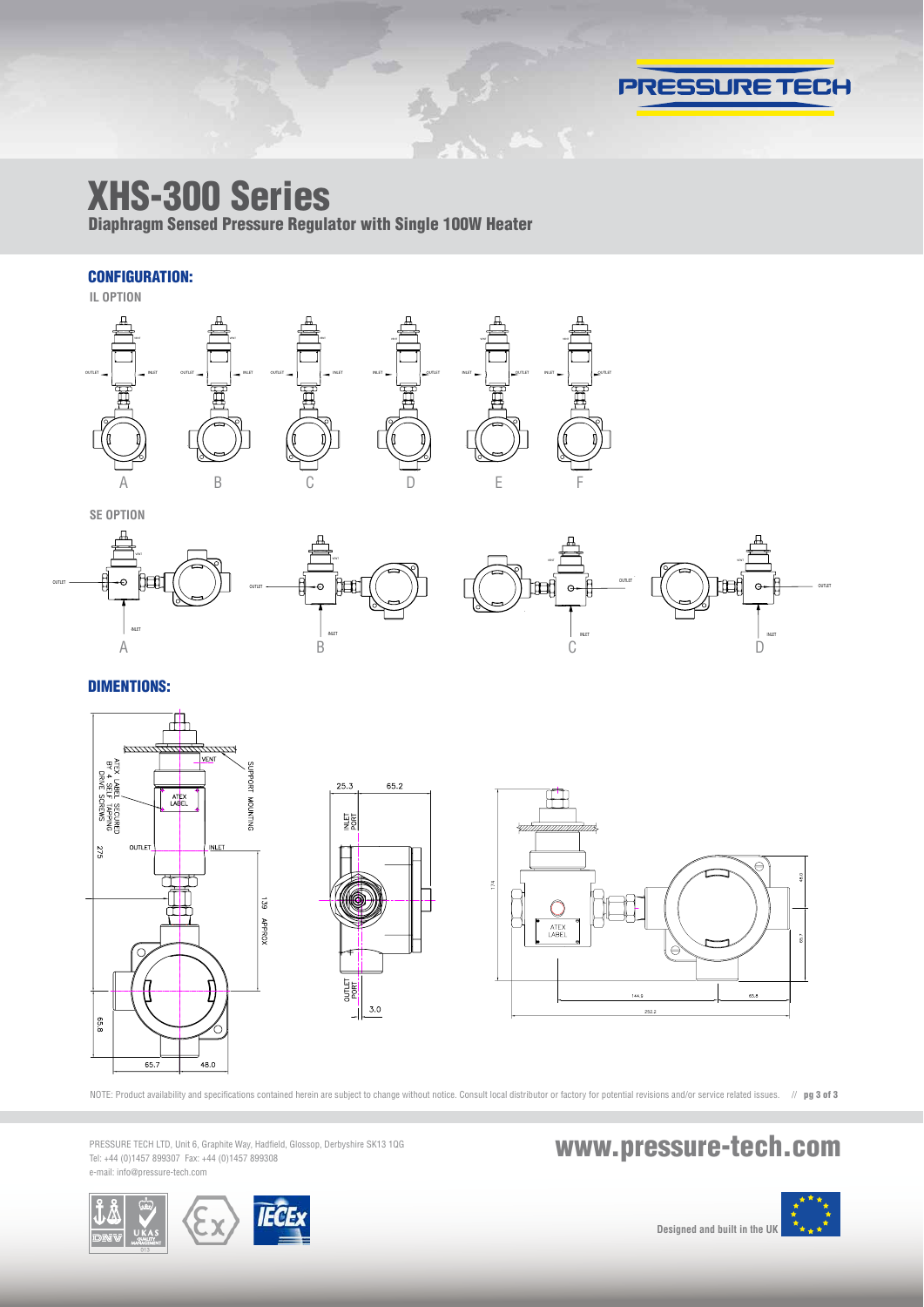# XHS-300 Series

## Diaphragm Sensed Pressure Regulator with Single 100W Heater

### CONFIGURATION:

**IL OPTION**

OUTLET INLET VENT

A B C D E F

**SE OPTION**

OUTLET INLET VENT

A B C D

### DIMENTIONS:

VENT

SUPPORT MOUNTING

ATEX LABEL SECURED BY 4 SELF TAPPING DRIVE SCREWS

ATEX LABEL

OUTLET INLET

275

139 APPROX

65.8

65.7 48.0

25.3 65.2

INLET PORT

OUTLET PORT

3.0

174

ATEX LABEL

48.0

65.7

144.8 65.8

252.2

NOTE: Product availability and specifications contained herein are subject to change without notice. Consult local distributor or factory for potential revisions and/or service related issues.

PRESSURE TECH LTD, Unit 6, Graphite Way, Hadfield, Glossop, Derbyshire SK13 1QG
Tel: +44 (0)1457 899307 Fax: +44 (0)1457 899308
e-mail: info@pressure-tech.com

**www.pressure-tech.com**

Designed and built in the UK